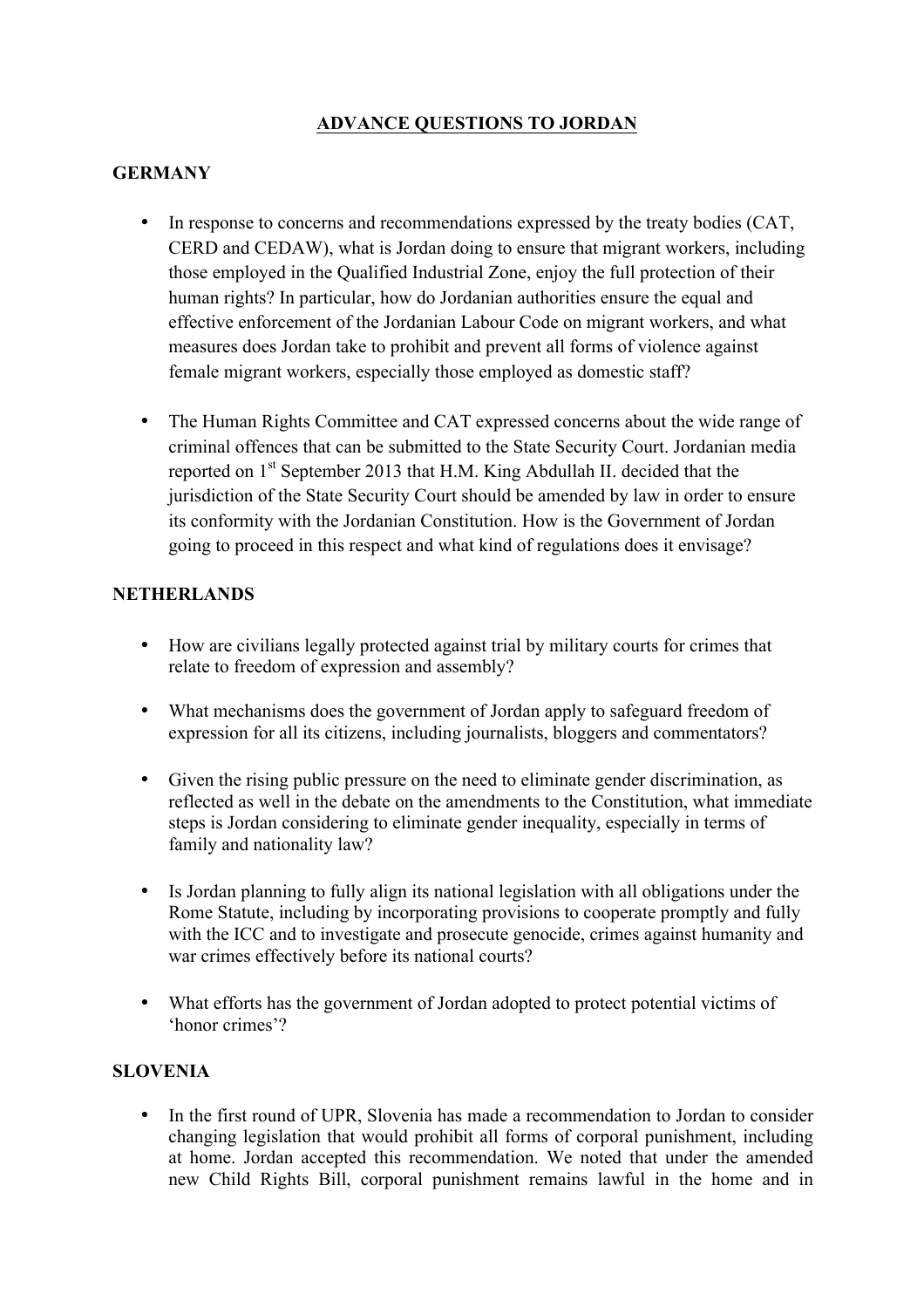# ADVANCE QUESTIONS TO JORDAN

## GERMANY

- In response to concerns and recommendations expressed by the treaty bodies (CAT, CERD and CEDAW), what is Jordan doing to ensure that migrant workers, including those employed in the Qualified Industrial Zone, enjoy the full protection of their human rights? In particular, how do Jordanian authorities ensure the equal and effective enforcement of the Jordanian Labour Code on migrant workers, and what measures does Jordan take to prohibit and prevent all forms of violence against female migrant workers, especially those employed as domestic staff?

- The Human Rights Committee and CAT expressed concerns about the wide range of criminal offences that can be submitted to the State Security Court. Jordanian media reported on 1st September 2013 that H.M. King Abdullah II. decided that the jurisdiction of the State Security Court should be amended by law in order to ensure its conformity with the Jordanian Constitution. How is the Government of Jordan going to proceed in this respect and what kind of regulations does it envisage?

## NETHERLANDS

- How are civilians legally protected against trial by military courts for crimes that relate to freedom of expression and assembly?

- What mechanisms does the government of Jordan apply to safeguard freedom of expression for all its citizens, including journalists, bloggers and commentators?

- Given the rising public pressure on the need to eliminate gender discrimination, as reflected as well in the debate on the amendments to the Constitution, what immediate steps is Jordan considering to eliminate gender inequality, especially in terms of family and nationality law?

- Is Jordan planning to fully align its national legislation with all obligations under the Rome Statute, including by incorporating provisions to cooperate promptly and fully with the ICC and to investigate and prosecute genocide, crimes against humanity and war crimes effectively before its national courts?

- What efforts has the government of Jordan adopted to protect potential victims of 'honor crimes'?

## SLOVENIA

- In the first round of UPR, Slovenia has made a recommendation to Jordan to consider changing legislation that would prohibit all forms of corporal punishment, including at home. Jordan accepted this recommendation. We noted that under the amended new Child Rights Bill, corporal punishment remains lawful in the home and in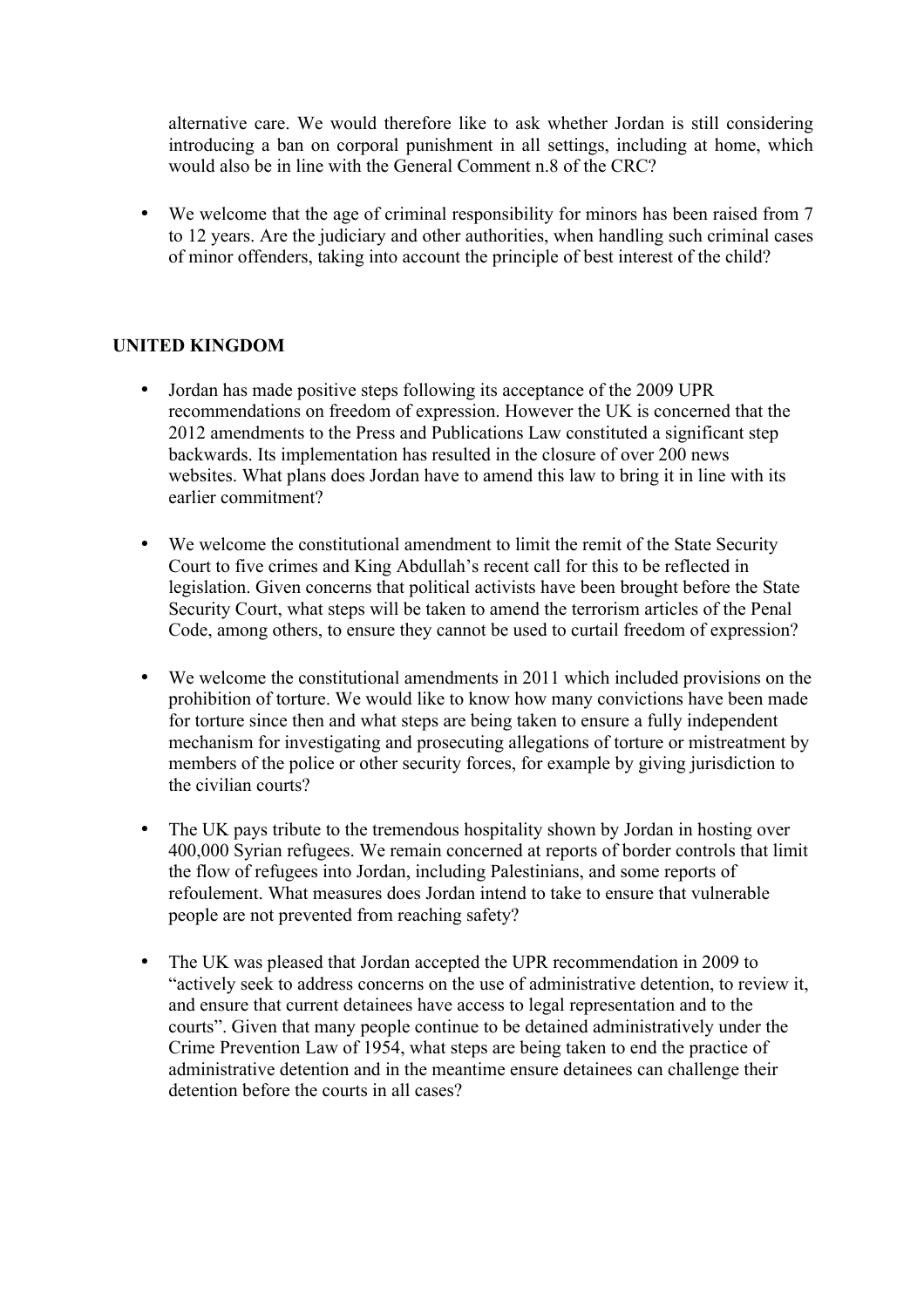alternative care. We would therefore like to ask whether Jordan is still considering introducing a ban on corporal punishment in all settings, including at home, which would also be in line with the General Comment n.8 of the CRC?

- We welcome that the age of criminal responsibility for minors has been raised from 7 to 12 years. Are the judiciary and other authorities, when handling such criminal cases of minor offenders, taking into account the principle of best interest of the child?

**UNITED KINGDOM**

- Jordan has made positive steps following its acceptance of the 2009 UPR recommendations on freedom of expression. However the UK is concerned that the 2012 amendments to the Press and Publications Law constituted a significant step backwards. Its implementation has resulted in the closure of over 200 news websites. What plans does Jordan have to amend this law to bring it in line with its earlier commitment?

- We welcome the constitutional amendment to limit the remit of the State Security Court to five crimes and King Abdullah's recent call for this to be reflected in legislation. Given concerns that political activists have been brought before the State Security Court, what steps will be taken to amend the terrorism articles of the Penal Code, among others, to ensure they cannot be used to curtail freedom of expression?

- We welcome the constitutional amendments in 2011 which included provisions on the prohibition of torture. We would like to know how many convictions have been made for torture since then and what steps are being taken to ensure a fully independent mechanism for investigating and prosecuting allegations of torture or mistreatment by members of the police or other security forces, for example by giving jurisdiction to the civilian courts?

- The UK pays tribute to the tremendous hospitality shown by Jordan in hosting over 400,000 Syrian refugees. We remain concerned at reports of border controls that limit the flow of refugees into Jordan, including Palestinians, and some reports of refoulement. What measures does Jordan intend to take to ensure that vulnerable people are not prevented from reaching safety?

- The UK was pleased that Jordan accepted the UPR recommendation in 2009 to "actively seek to address concerns on the use of administrative detention, to review it, and ensure that current detainees have access to legal representation and to the courts". Given that many people continue to be detained administratively under the Crime Prevention Law of 1954, what steps are being taken to end the practice of administrative detention and in the meantime ensure detainees can challenge their detention before the courts in all cases?